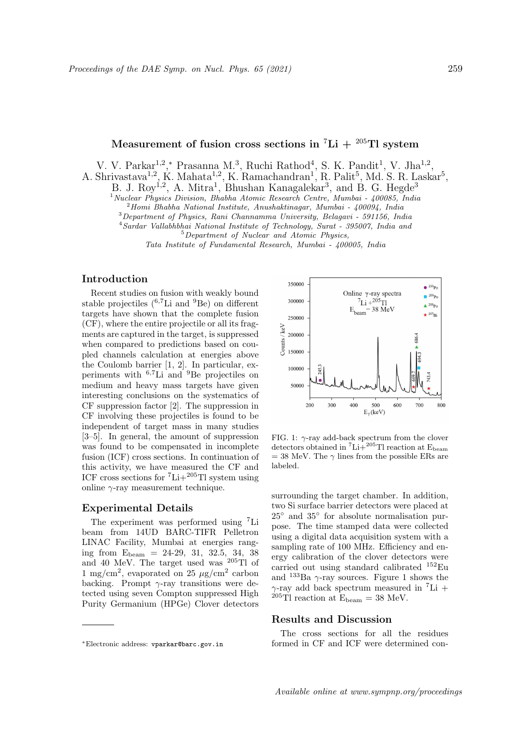# Measurement of fusion cross sections in $^{7}$Li + $^{205}$Tl system

V. V. Parkar[1,2,*], Prasanna M.[3], Ruchi Rathod[4], S. K. Pandit[1], V. Jha[1,2], A. Shrivastava[1,2], K. Mahata[1,2], K. Ramachandran[1], R. Palit[5], Md. S. R. Laskar[5], B. J. Roy[1,2], A. Mitra[1], Bhushan Kanagalekar[3], and B. G. Hegde[3]

[1] *Nuclear Physics Division, Bhabha Atomic Research Centre, Mumbai - 400085, India*
[2] *Homi Bhabha National Institute, Anushaktinagar, Mumbai - 400094, India*
[3] *Department of Physics, Rani Channamma University, Belagavi - 591156, India*
[4] *Sardar Vallabhbhai National Institute of Technology, Surat - 395007, India and*
[5] *Department of Nuclear and Atomic Physics, Tata Institute of Fundamental Research, Mumbai - 400005, India*

## Introduction

Recent studies on fusion with weakly bound stable projectiles ($^{6,7}$Li and $^{9}$Be) on different targets have shown that the complete fusion (CF), where the entire projectile or all its fragments are captured in the target, is suppressed when compared to predictions based on coupled channels calculation at energies above the Coulomb barrier [1, 2]. In particular, experiments with $^{6,7}$Li and $^{9}$Be projectiles on medium and heavy mass targets have given interesting conclusions on the systematics of CF suppression factor [2]. The suppression in CF involving these projectiles is found to be independent of target mass in many studies [3–5]. In general, the amount of suppression was found to be compensated in incomplete fusion (ICF) cross sections. In continuation of this activity, we have measured the CF and ICF cross sections for $^{7}$Li+$^{205}$Tl system using online $\gamma$-ray measurement technique.

## Experimental Details

The experiment was performed using $^{7}$Li beam from 14UD BARC-TIFR Pelletron LINAC Facility, Mumbai at energies ranging from $E_{beam}$ = 24-29, 31, 32.5, 34, 38 and 40 MeV. The target used was $^{205}$Tl of 1 mg/cm$^2$, evaporated on 25 $\mu$g/cm$^2$ carbon backing. Prompt $\gamma$-ray transitions were detected using seven Compton suppressed High Purity Germanium (HPGe) Clover detectors surrounding the target chamber. In addition, two Si surface barrier detectors were placed at 25° and 35° for absolute normalisation purpose. The time stamped data were collected using a digital data acquisition system with a sampling rate of 100 MHz. Efficiency and energy calibration of the clover detectors were carried out using standard calibrated $^{152}$Eu and $^{133}$Ba $\gamma$-ray sources. Figure 1 shows the $\gamma$-ray add back spectrum measured in $^{7}$Li + $^{205}$Tl reaction at $E_{beam}$ = 38 MeV.

FIG. 1: $\gamma$-ray add-back spectrum from the clover detectors obtained in $^{7}$Li+$^{205}$Tl reaction at $E_{beam}$ = 38 MeV. The $\gamma$ lines from the possible ERs are labeled.

## Results and Discussion

The cross sections for all the residues formed in CF and ICF were determined con-

*Electronic address: vparkar@barc.gov.in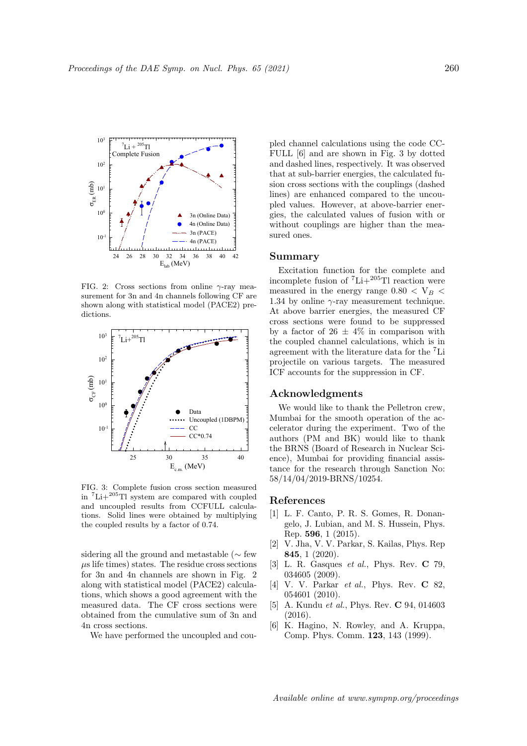$^{7}$Li + $^{205}$Tl
Complete Fusion

$\sigma_{ER}$ (mb)

$10^{3}$
$10^{2}$
$10^{1}$
$10^{0}$
$10^{-1}$

24 26 28 30 32 34 36 38 40 42

$E_{lab}$ (MeV)

3n (Online Data)
4n (Online Data)
3n (PACE)
4n (PACE)

FIG. 2: Cross sections from online $\gamma$-ray measurement for 3n and 4n channels following CF are shown along with statistical model (PACE2) predictions.

$^{7}$Li+$^{205}$Tl

$\sigma_{CF}$ (mb)

$10^{3}$
$10^{2}$
$10^{1}$
$10^{0}$
$10^{-1}$

25 30 35 40

$E_{c.m.}$ (MeV)

Data
Uncoupled (1DBPM)
CC
CC*0.74

FIG. 3: Complete fusion cross section measured in $^{7}$Li+$^{205}$Tl system are compared with coupled and uncoupled results from CCFULL calculations. Solid lines were obtained by multiplying the coupled results by a factor of 0.74.

sidering all the ground and metastable (∼ few $\mu$s life times) states. The residue cross sections for 3n and 4n channels are shown in Fig. 2 along with statistical model (PACE2) calculations, which shows a good agreement with the measured data. The CF cross sections were obtained from the cumulative sum of 3n and 4n cross sections.

We have performed the uncoupled and coupled channel calculations using the code CCFULL [6] and are shown in Fig. 3 by dotted and dashed lines, respectively. It was observed that at sub-barrier energies, the calculated fusion cross sections with the couplings (dashed lines) are enhanced compared to the uncoupled values. However, at above-barrier energies, the calculated values of fusion with or without couplings are higher than the measured ones.

## Summary

Excitation function for the complete and incomplete fusion of $^{7}$Li+$^{205}$Tl reaction were measured in the energy range $0.80 < V_B < 1.34$ by online $\gamma$-ray measurement technique. At above barrier energies, the measured CF cross sections were found to be suppressed by a factor of $26 \pm 4\%$ in comparison with the coupled channel calculations, which is in agreement with the literature data for the $^{7}$Li projectile on various targets. The measured ICF accounts for the suppression in CF.

## Acknowledgments

We would like to thank the Pelletron crew, Mumbai for the smooth operation of the accelerator during the experiment. Two of the authors (PM and BK) would like to thank the BRNS (Board of Research in Nuclear Science), Mumbai for providing financial assistance for the research through Sanction No: 58/14/04/2019-BRNS/10254.

## References

[1] L. F. Canto, P. R. S. Gomes, R. Donangelo, J. Lubian, and M. S. Hussein, Phys. Rep. **596**, 1 (2015).

[2] V. Jha, V. V. Parkar, S. Kailas, Phys. Rep **845**, 1 (2020).

[3] L. R. Gasques *et al.*, Phys. Rev. **C** 79, 034605 (2009).

[4] V. V. Parkar *et al.*, Phys. Rev. **C** 82, 054601 (2010).

[5] A. Kundu *et al.*, Phys. Rev. **C** 94, 014603 (2016).

[6] K. Hagino, N. Rowley, and A. Kruppa, Comp. Phys. Comm. **123**, 143 (1999).